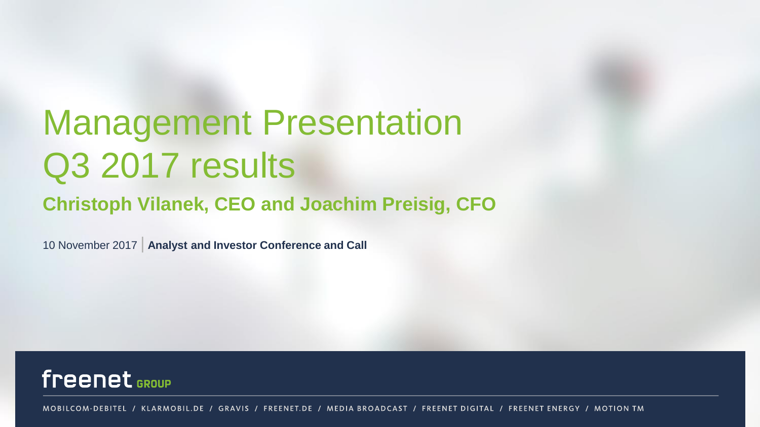# Management Presentation Q3 2017 results

**Christoph Vilanek, CEO and Joachim Preisig, CFO**

10 November 2017 | **Analyst and Investor Conference and Call**

freenet GROUP

MOBILCOM-DEBITEL / KLARMOBIL.DE / GRAVIS / FREENET.DE / MEDIA BROADCAST / FREENET DIGITAL / FREENET ENERGY / MOTION TM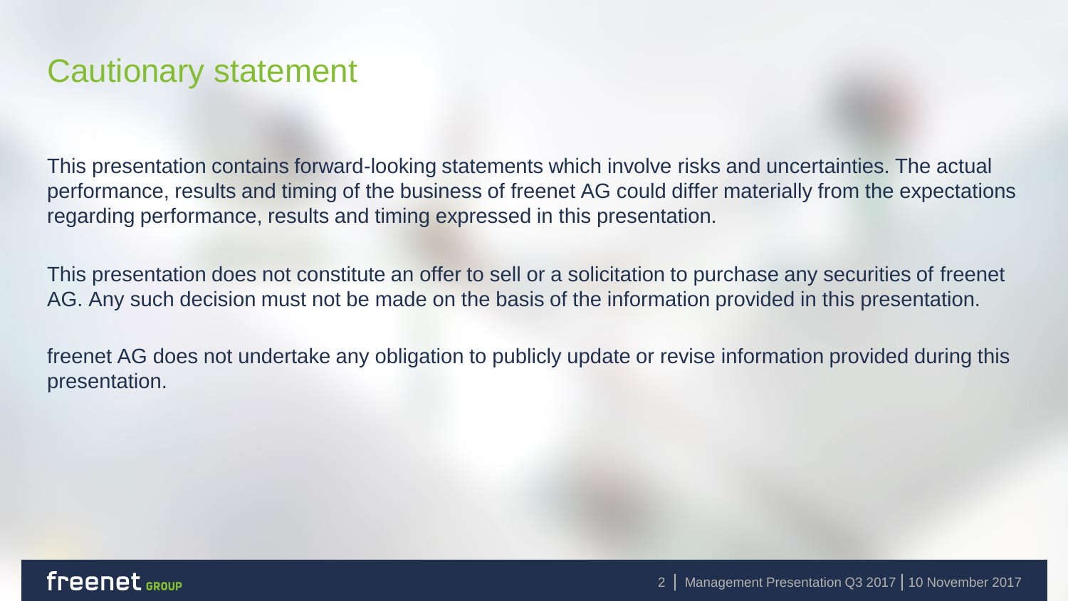# Cautionary statement

This presentation contains forward-looking statements which involve risks and uncertainties. The actual performance, results and timing of the business of freenet AG could differ materially from the expectations regarding performance, results and timing expressed in this presentation.

This presentation does not constitute an offer to sell or a solicitation to purchase any securities of freenet AG. Any such decision must not be made on the basis of the information provided in this presentation.

freenet AG does not undertake any obligation to publicly update or revise information provided during this presentation.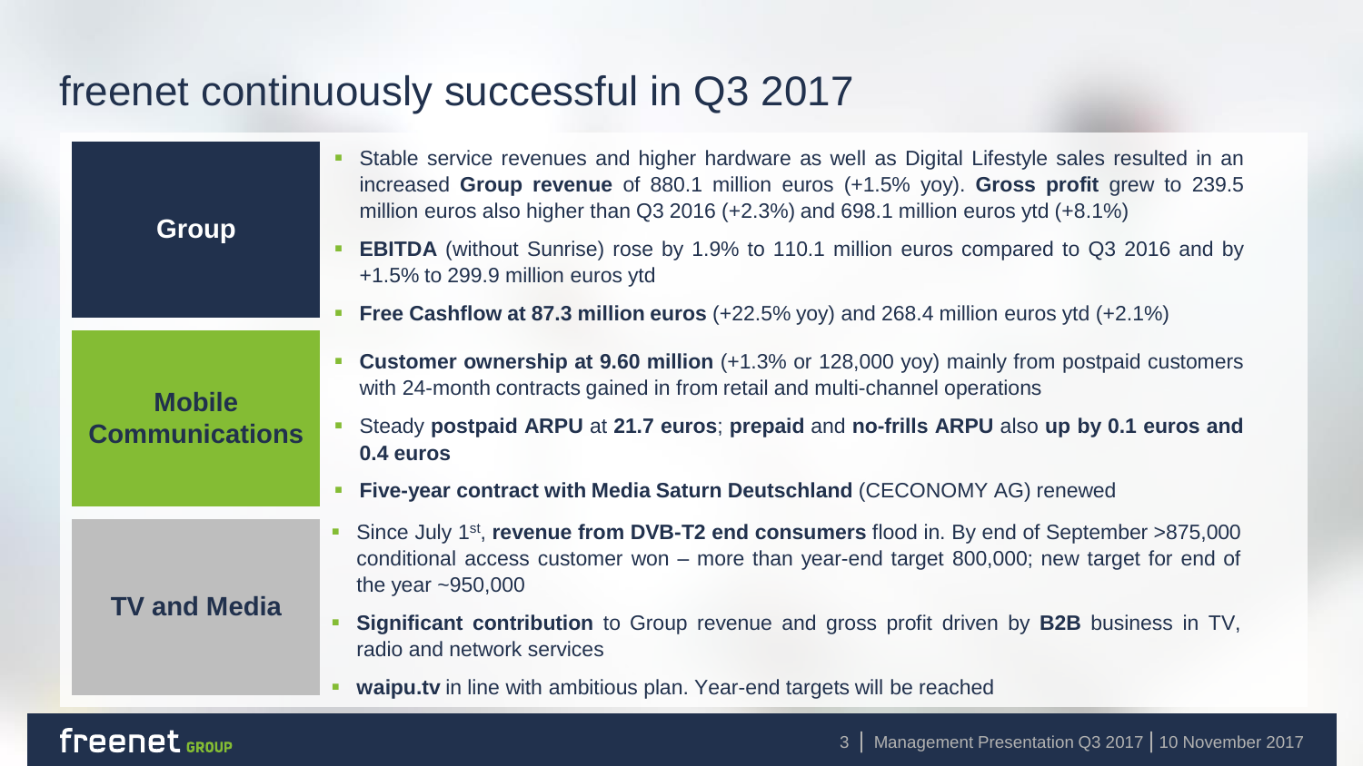# freenet continuously successful in Q3 2017

## Group

- Stable service revenues and higher hardware as well as Digital Lifestyle sales resulted in an increased **Group revenue** of 880.1 million euros (+1.5% yoy). **Gross profit** grew to 239.5 million euros also higher than Q3 2016 (+2.3%) and 698.1 million euros ytd (+8.1%)
- **EBITDA** (without Sunrise) rose by 1.9% to 110.1 million euros compared to Q3 2016 and by +1.5% to 299.9 million euros ytd
- **Free Cashflow at 87.3 million euros** (+22.5% yoy) and 268.4 million euros ytd (+2.1%)

## Mobile Communications

- **Customer ownership at 9.60 million** (+1.3% or 128,000 yoy) mainly from postpaid customers with 24-month contracts gained in from retail and multi-channel operations
- Steady **postpaid ARPU** at **21.7 euros**; **prepaid** and **no-frills ARPU** also **up by 0.1 euros and 0.4 euros**
- **Five-year contract with Media Saturn Deutschland** (CECONOMY AG) renewed

## TV and Media

- Since July 1st, **revenue from DVB-T2 end consumers** flood in. By end of September >875,000 conditional access customer won – more than year-end target 800,000; new target for end of the year ~950,000
- **Significant contribution** to Group revenue and gross profit driven by **B2B** business in TV, radio and network services
- **waipu.tv** in line with ambitious plan. Year-end targets will be reached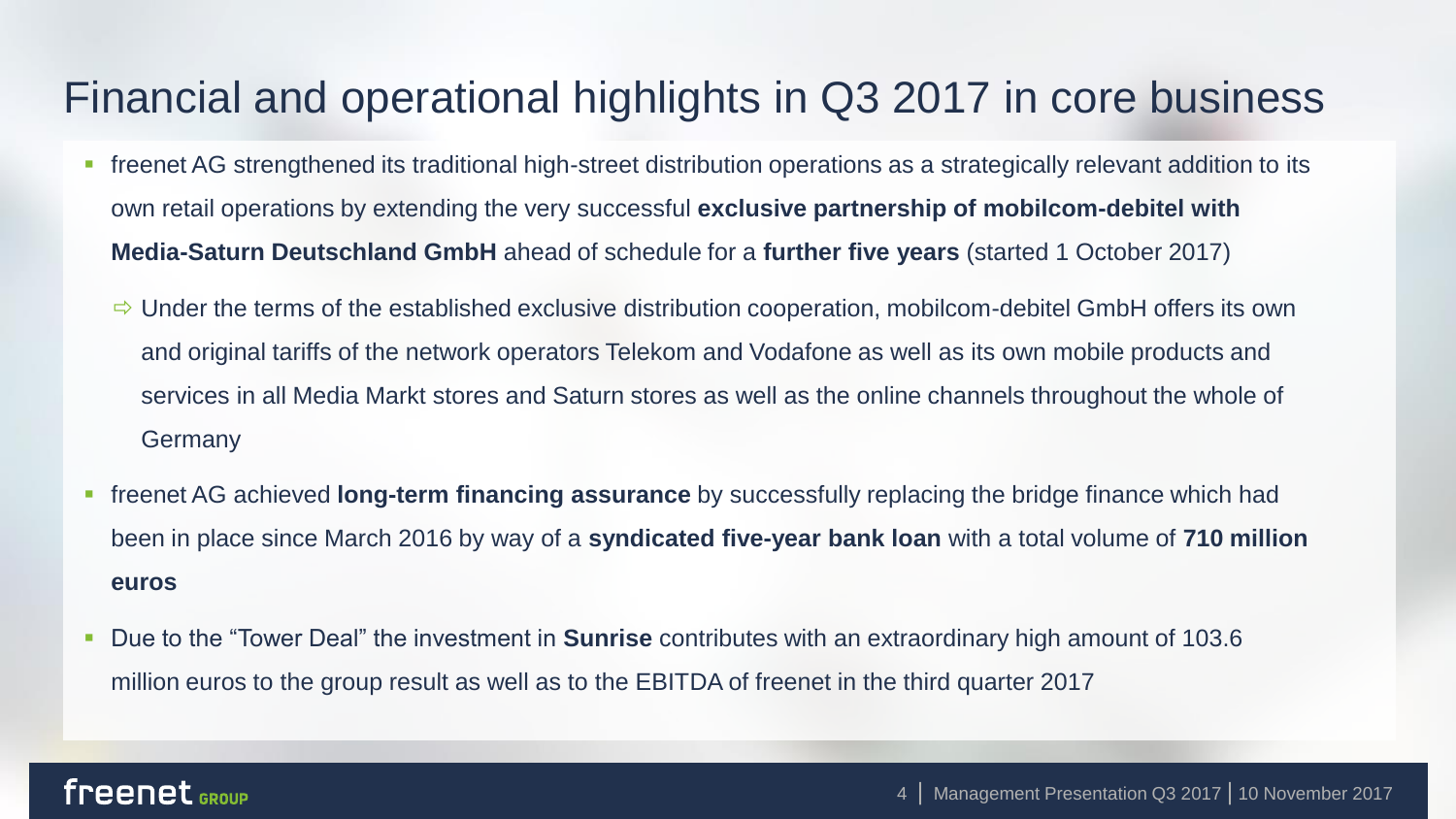# Financial and operational highlights in Q3 2017 in core business

- freenet AG strengthened its traditional high-street distribution operations as a strategically relevant addition to its own retail operations by extending the very successful **exclusive partnership of mobilcom-debitel with Media-Saturn Deutschland GmbH** ahead of schedule for a **further five years** (started 1 October 2017)
  - ⇨ Under the terms of the established exclusive distribution cooperation, mobilcom-debitel GmbH offers its own and original tariffs of the network operators Telekom and Vodafone as well as its own mobile products and services in all Media Markt stores and Saturn stores as well as the online channels throughout the whole of Germany
- freenet AG achieved **long-term financing assurance** by successfully replacing the bridge finance which had been in place since March 2016 by way of a **syndicated five-year bank loan** with a total volume of **710 million euros**
- Due to the "Tower Deal" the investment in **Sunrise** contributes with an extraordinary high amount of 103.6 million euros to the group result as well as to the EBITDA of freenet in the third quarter 2017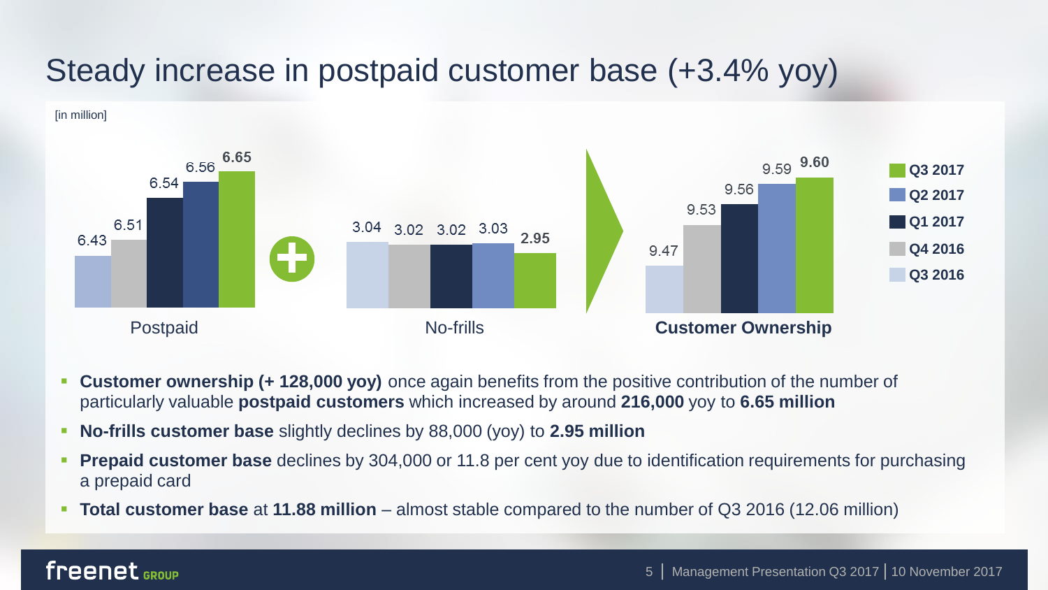# Steady increase in postpaid customer base (+3.4% yoy)

[in million]

| | Q3 2016 | Q4 2016 | Q1 2017 | Q2 2017 | Q3 2017 |
|---|---|---|---|---|---|
| Postpaid | 6.43 | 6.51 | 6.54 | 6.56 | **6.65** |
| No-frills | 3.04 | 3.02 | 3.02 | 3.03 | **2.95** |
| **Customer Ownership** | 9.47 | 9.53 | 9.56 | 9.59 | **9.60** |

- **Customer ownership (+ 128,000 yoy)** once again benefits from the positive contribution of the number of particularly valuable **postpaid customers** which increased by around **216,000** yoy to **6.65 million**
- **No-frills customer base** slightly declines by 88,000 (yoy) to **2.95 million**
- **Prepaid customer base** declines by 304,000 or 11.8 per cent yoy due to identification requirements for purchasing a prepaid card
- **Total customer base** at **11.88 million** – almost stable compared to the number of Q3 2016 (12.06 million)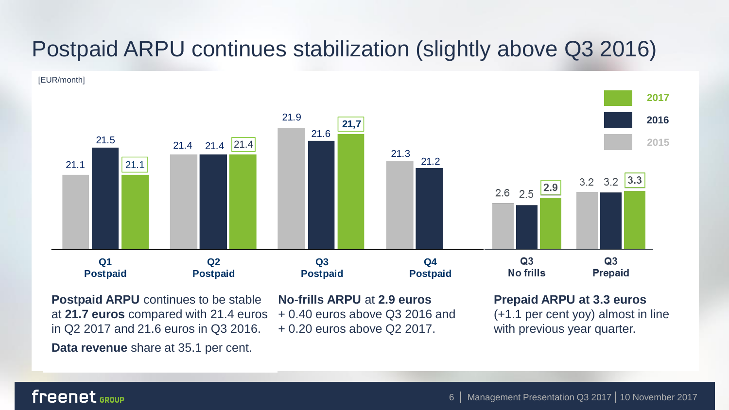# Postpaid ARPU continues stabilization (slightly above Q3 2016)

[EUR/month]

| | 2015 | 2016 | 2017 |
|---|---|---|---|
| Q1 Postpaid | 21.1 | 21.5 | 21.1 |
| Q2 Postpaid | 21.4 | 21.4 | 21.4 |
| Q3 Postpaid | 21.9 | 21.6 | 21,7 |
| Q4 Postpaid | 21.3 | 21.2 | |
| Q3 No frills | 2.6 | 2.5 | 2.9 |
| Q3 Prepaid | 3.2 | 3.2 | 3.3 |

**Postpaid ARPU** continues to be stable at **21.7 euros** compared with 21.4 euros in Q2 2017 and 21.6 euros in Q3 2016.

**Data revenue** share at 35.1 per cent.

**No-frills ARPU** at **2.9 euros** + 0.40 euros above Q3 2016 and + 0.20 euros above Q2 2017.

**Prepaid ARPU at 3.3 euros** (+1.1 per cent yoy) almost in line with previous year quarter.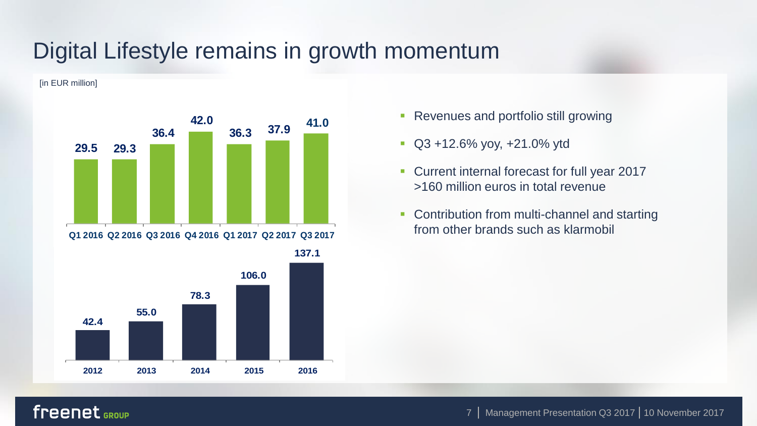# Digital Lifestyle remains in growth momentum

[in EUR million]

| Q1 2016 | Q2 2016 | Q3 2016 | Q4 2016 | Q1 2017 | Q2 2017 | Q3 2017 |
|---|---|---|---|---|---|---|
| 29.5 | 29.3 | 36.4 | 42.0 | 36.3 | 37.9 | 41.0 |

| 2012 | 2013 | 2014 | 2015 | 2016 |
|---|---|---|---|---|
| 42.4 | 55.0 | 78.3 | 106.0 | 137.1 |

- Revenues and portfolio still growing
- Q3 +12.6% yoy, +21.0% ytd
- Current internal forecast for full year 2017 >160 million euros in total revenue
- Contribution from multi-channel and starting from other brands such as klarmobil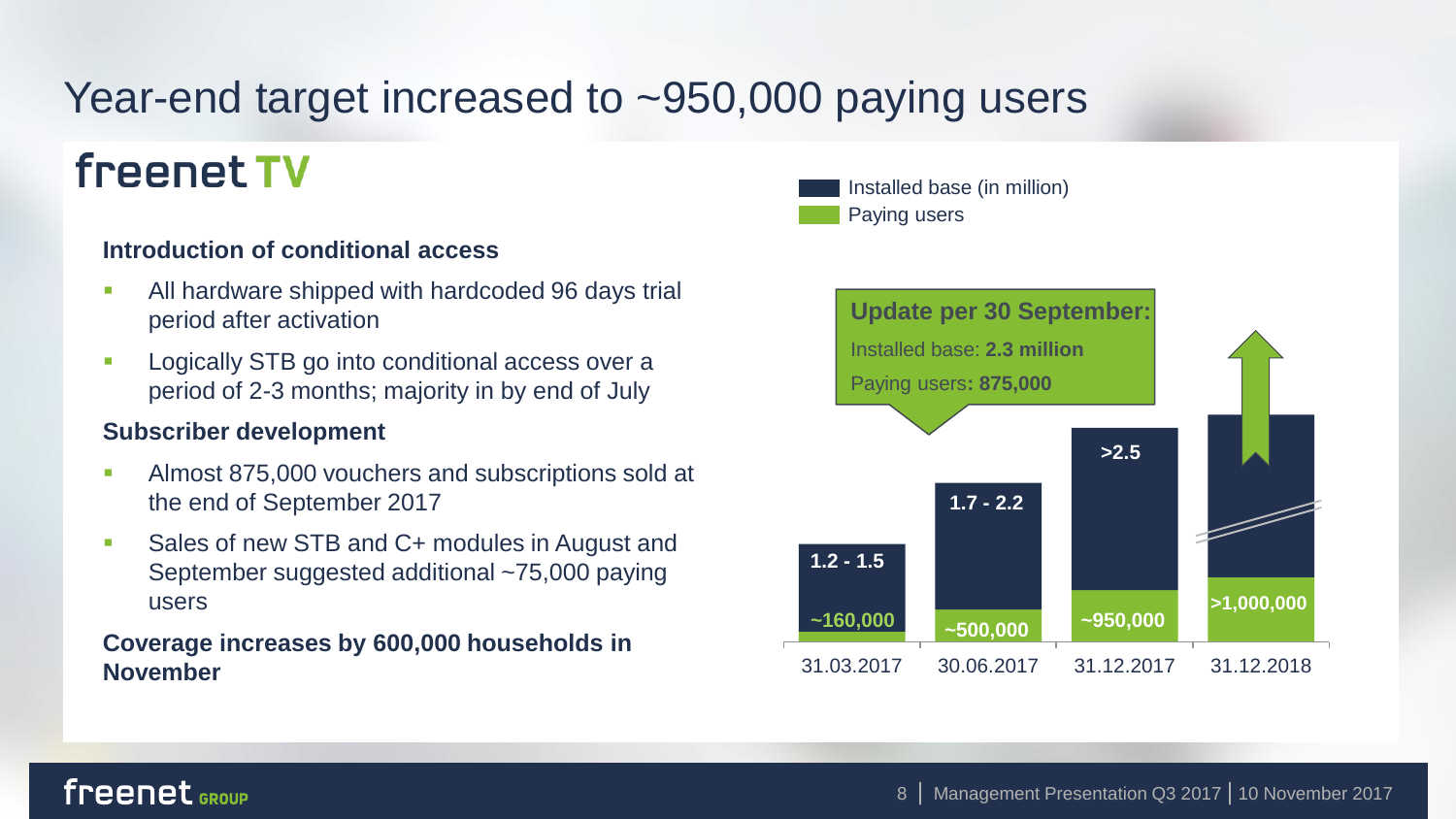# Year-end target increased to ~950,000 paying users

## freenet TV

**Introduction of conditional access**

- All hardware shipped with hardcoded 96 days trial period after activation
- Logically STB go into conditional access over a period of 2-3 months; majority in by end of July

**Subscriber development**

- Almost 875,000 vouchers and subscriptions sold at the end of September 2017
- Sales of new STB and C+ modules in August and September suggested additional ~75,000 paying users

**Coverage increases by 600,000 households in November**

**Update per 30 September:**
Installed base: **2.3 million**
Paying users**: 875,000**

| | 31.03.2017 | 30.06.2017 | 31.12.2017 | 31.12.2018 |
|---|---|---|---|---|
| Installed base (in million) | 1.2 - 1.5 | 1.7 - 2.2 | >2.5 | |
| Paying users | ~160,000 | ~500,000 | ~950,000 | >1,000,000 |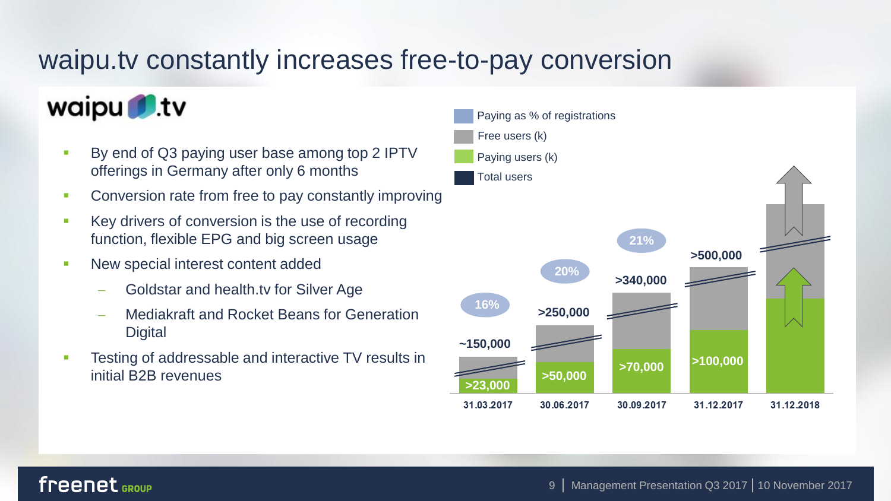# waipu.tv constantly increases free-to-pay conversion

waipu.tv

- By end of Q3 paying user base among top 2 IPTV offerings in Germany after only 6 months
- Conversion rate from free to pay constantly improving
- Key drivers of conversion is the use of recording function, flexible EPG and big screen usage
- New special interest content added
  - Goldstar and health.tv for Silver Age
  - Mediakraft and Rocket Beans for Generation Digital
- Testing of addressable and interactive TV results in initial B2B revenues

| | 31.03.2017 | 30.06.2017 | 30.09.2017 | 31.12.2017 | 31.12.2018 |
|---|---|---|---|---|---|
| Paying as % of registrations | 16% | 20% | 21% | | |
| Total users | ~150,000 | >250,000 | >340,000 | >500,000 | |
| Paying users (k) | >23,000 | >50,000 | >70,000 | >100,000 | |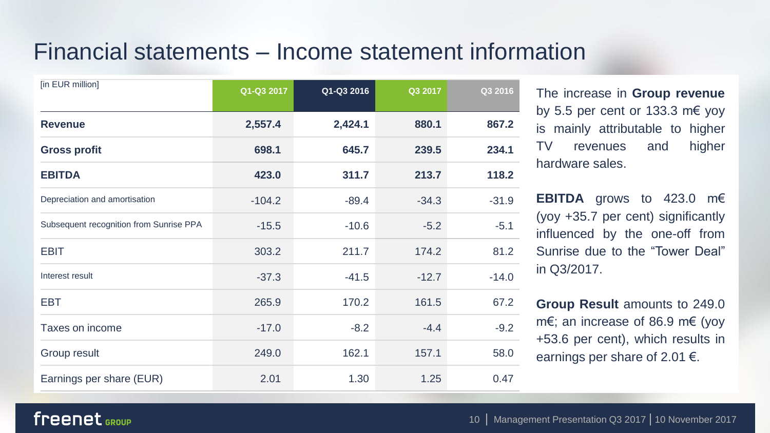# Financial statements – Income statement information

| [in EUR million] | Q1-Q3 2017 | Q1-Q3 2016 | Q3 2017 | Q3 2016 |
|---|---|---|---|---|
| **Revenue** | **2,557.4** | **2,424.1** | **880.1** | **867.2** |
| **Gross profit** | **698.1** | **645.7** | **239.5** | **234.1** |
| **EBITDA** | **423.0** | **311.7** | **213.7** | **118.2** |
| Depreciation and amortisation | -104.2 | -89.4 | -34.3 | -31.9 |
| Subsequent recognition from Sunrise PPA | -15.5 | -10.6 | -5.2 | -5.1 |
| EBIT | 303.2 | 211.7 | 174.2 | 81.2 |
| Interest result | -37.3 | -41.5 | -12.7 | -14.0 |
| EBT | 265.9 | 170.2 | 161.5 | 67.2 |
| Taxes on income | -17.0 | -8.2 | -4.4 | -9.2 |
| Group result | 249.0 | 162.1 | 157.1 | 58.0 |
| Earnings per share (EUR) | 2.01 | 1.30 | 1.25 | 0.47 |

The increase in **Group revenue** by 5.5 per cent or 133.3 m€ yoy is mainly attributable to higher TV revenues and higher hardware sales.

**EBITDA** grows to 423.0 m€ (yoy +35.7 per cent) significantly influenced by the one-off from Sunrise due to the "Tower Deal" in Q3/2017.

**Group Result** amounts to 249.0 m€; an increase of 86.9 m€ (yoy +53.6 per cent), which results in earnings per share of 2.01 €.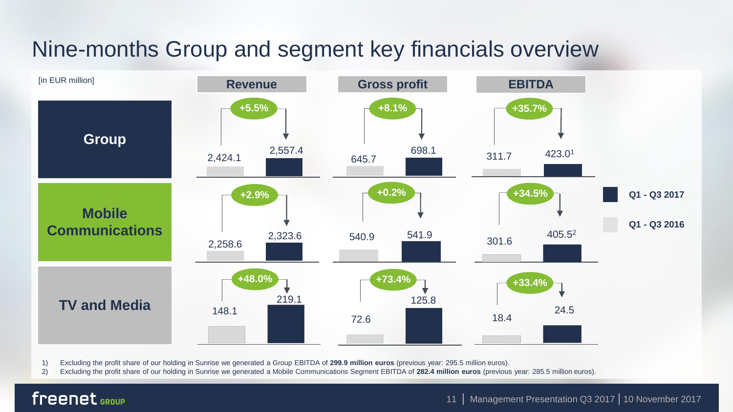# Nine-months Group and segment key financials overview

[in EUR million]

| | Revenue | | | Gross profit | | | EBITDA | | |
|---|---|---|---|---|---|---|---|---|---|
| | Q1 - Q3 2016 | Q1 - Q3 2017 | Change | Q1 - Q3 2016 | Q1 - Q3 2017 | Change | Q1 - Q3 2016 | Q1 - Q3 2017 | Change |
| **Group** | 2,424.1 | 2,557.4 | +5.5% | 645.7 | 698.1 | +8.1% | 311.7 | 423.0[1] | +35.7% |
| **Mobile Communications** | 2,258.6 | 2,323.6 | +2.9% | 540.9 | 541.9 | +0.2% | 301.6 | 405.5[2] | +34.5% |
| **TV and Media** | 148.1 | 219.1 | +48.0% | 72.6 | 125.8 | +73.4% | 18.4 | 24.5 | +33.4% |

1) Excluding the profit share of our holding in Sunrise we generated a Group EBITDA of **299.9 million euros** (previous year: 295.5 million euros).
2) Excluding the profit share of our holding in Sunrise we generated a Mobile Communications Segment EBITDA of **282.4 million euros** (previous year: 285.5 million euros).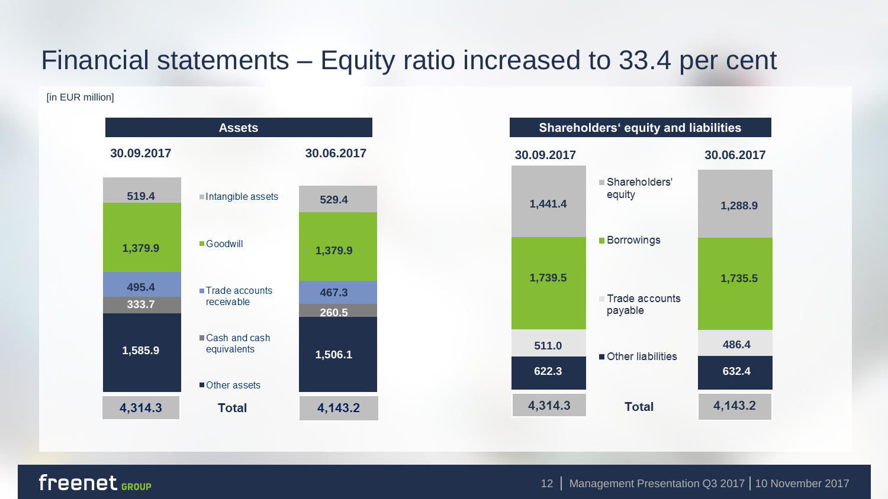# Financial statements – Equity ratio increased to 33.4 per cent

[in EUR million]

## Assets

| | 30.09.2017 | 30.06.2017 |
|---|---|---|
| Intangible assets | 519.4 | 529.4 |
| Goodwill | 1,379.9 | 1,379.9 |
| Trade accounts receivable | 495.4 | 467.3 |
| Cash and cash equivalents | 333.7 | 260.5 |
| Other assets | 1,585.9 | 1,506.1 |
| **Total** | 4,314.3 | 4,143.2 |

## Shareholders' equity and liabilities

| | 30.09.2017 | 30.06.2017 |
|---|---|---|
| Shareholders' equity | 1,441.4 | 1,288.9 |
| Borrowings | 1,739.5 | 1,735.5 |
| Trade accounts payable | 511.0 | 486.4 |
| Other liabilities | 622.3 | 632.4 |
| **Total** | 4,314.3 | 4,143.2 |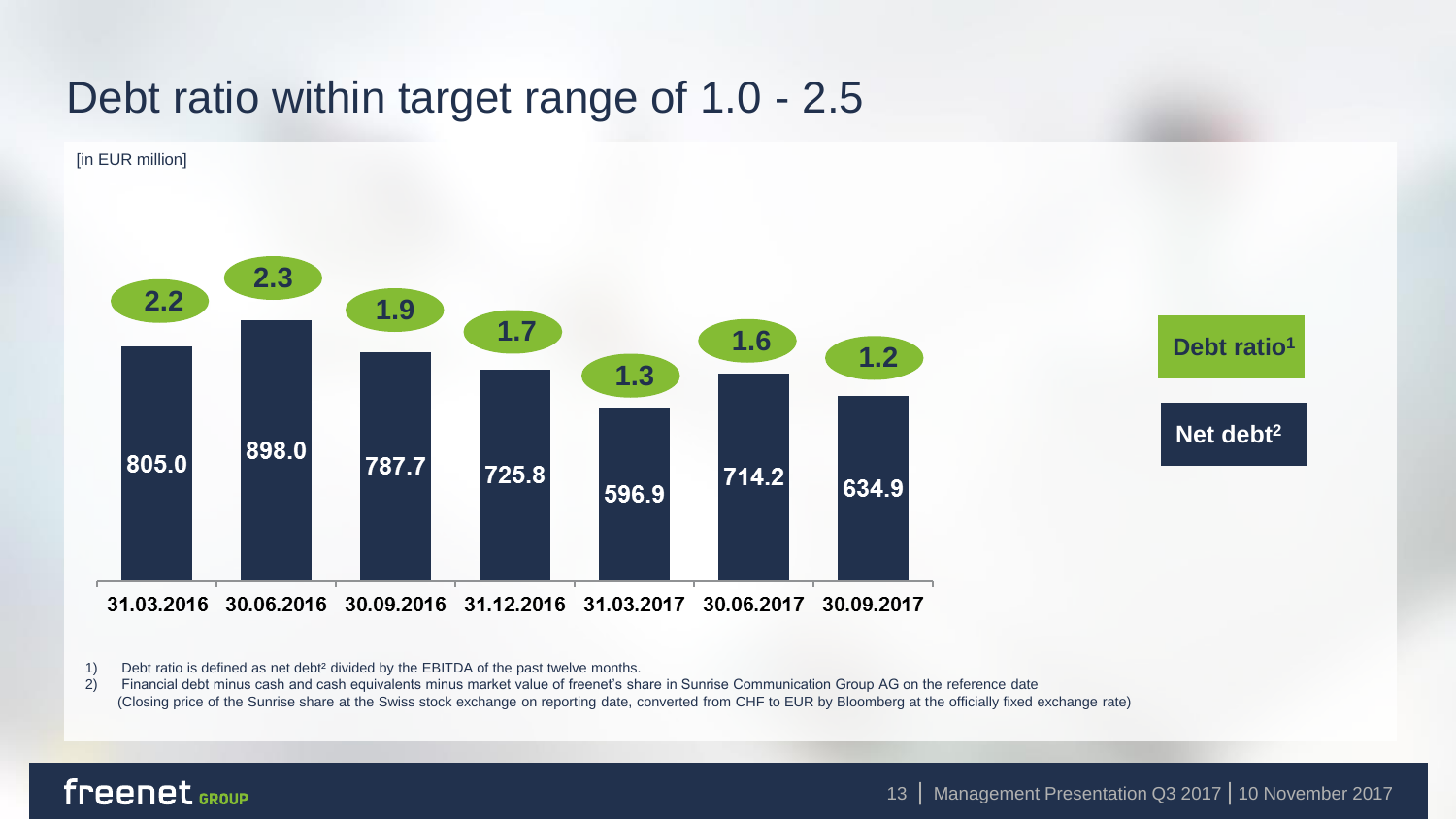# Debt ratio within target range of 1.0 - 2.5

[in EUR million]

| | 31.03.2016 | 30.06.2016 | 30.09.2016 | 31.12.2016 | 31.03.2017 | 30.06.2017 | 30.09.2017 |
|---|---|---|---|---|---|---|---|
| Debt ratio[1] | 2.2 | 2.3 | 1.9 | 1.7 | 1.3 | 1.6 | 1.2 |
| Net debt[2] | 805.0 | 898.0 | 787.7 | 725.8 | 596.9 | 714.2 | 634.9 |

1) Debt ratio is defined as net debt[2] divided by the EBITDA of the past twelve months.

2) Financial debt minus cash and cash equivalents minus market value of freenet's share in Sunrise Communication Group AG on the reference date (Closing price of the Sunrise share at the Swiss stock exchange on reporting date, converted from CHF to EUR by Bloomberg at the officially fixed exchange rate)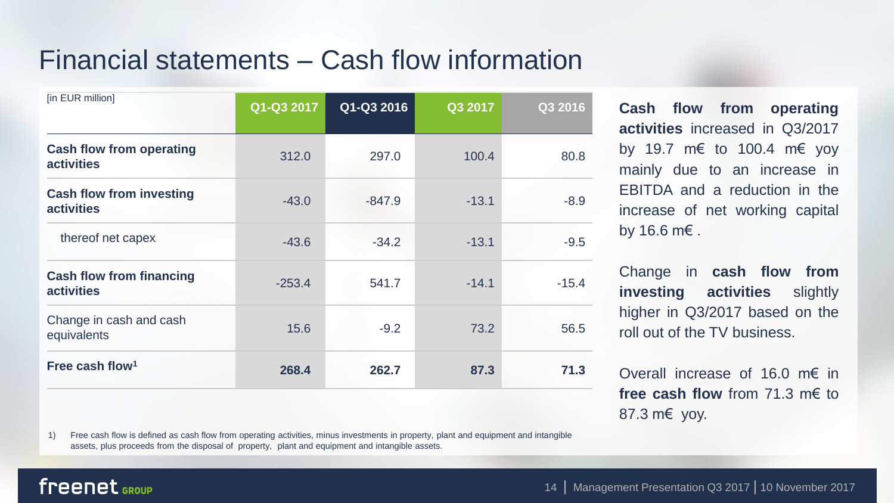# Financial statements – Cash flow information

| [in EUR million] | Q1-Q3 2017 | Q1-Q3 2016 | Q3 2017 | Q3 2016 |
|---|---|---|---|---|
| **Cash flow from operating activities** | 312.0 | 297.0 | 100.4 | 80.8 |
| **Cash flow from investing activities** | -43.0 | -847.9 | -13.1 | -8.9 |
| thereof net capex | -43.6 | -34.2 | -13.1 | -9.5 |
| **Cash flow from financing activities** | -253.4 | 541.7 | -14.1 | -15.4 |
| Change in cash and cash equivalents | 15.6 | -9.2 | 73.2 | 56.5 |
| **Free cash flow[1]** | **268.4** | **262.7** | **87.3** | **71.3** |

1) Free cash flow is defined as cash flow from operating activities, minus investments in property, plant and equipment and intangible assets, plus proceeds from the disposal of property, plant and equipment and intangible assets.

**Cash flow from operating activities** increased in Q3/2017 by 19.7 m€ to 100.4 m€ yoy mainly due to an increase in EBITDA and a reduction in the increase of net working capital by 16.6 m€ .

Change in **cash flow from investing activities** slightly higher in Q3/2017 based on the roll out of the TV business.

Overall increase of 16.0 m€ in **free cash flow** from 71.3 m€ to 87.3 m€ yoy.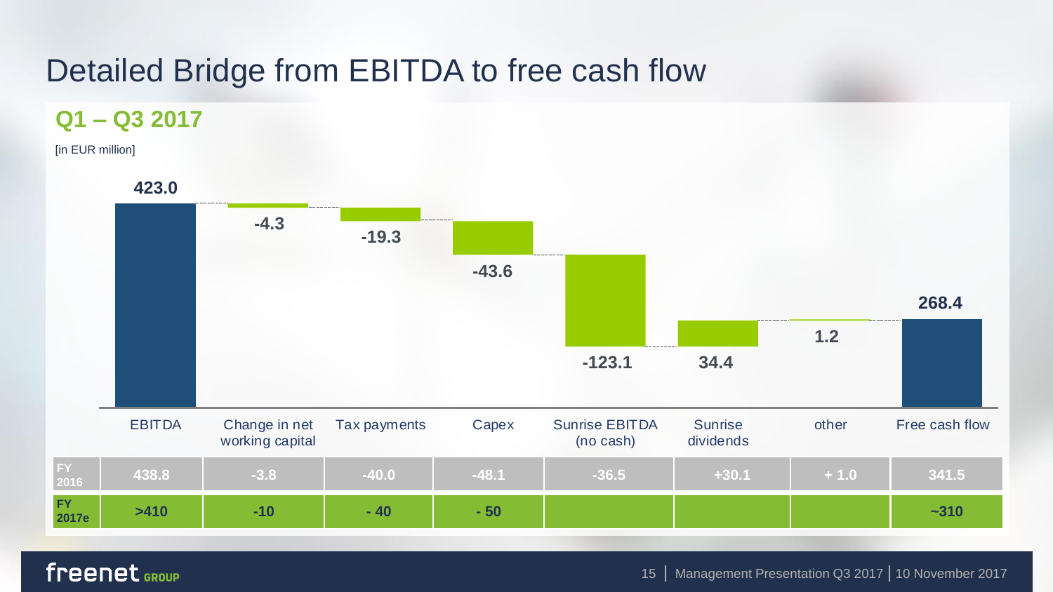# Detailed Bridge from EBITDA to free cash flow

## Q1 – Q3 2017

[in EUR million]

| | EBITDA | Change in net working capital | Tax payments | Capex | Sunrise EBITDA (no cash) | Sunrise dividends | other | Free cash flow |
|---|---|---|---|---|---|---|---|---|
| Q1 – Q3 2017 | 423.0 | -4.3 | -19.3 | -43.6 | -123.1 | 34.4 | 1.2 | 268.4 |
| FY 2016 | 438.8 | -3.8 | -40.0 | -48.1 | -36.5 | +30.1 | + 1.0 | 341.5 |
| FY 2017e | >410 | -10 | - 40 | - 50 | | | | ~310 |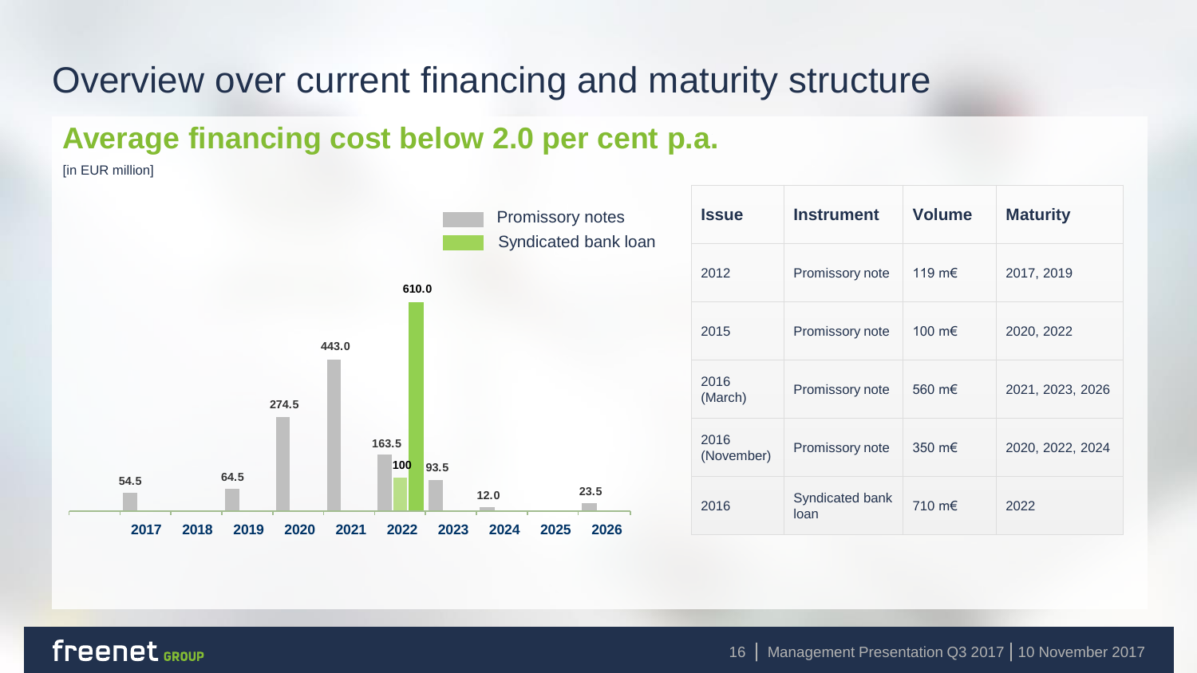# Overview over current financing and maturity structure

## Average financing cost below 2.0 per cent p.a.

[in EUR million]

| Year | Promissory notes | Syndicated bank loan |
|---|---|---|
| 2017 | 54.5 | |
| 2018 | | |
| 2019 | 64.5 | |
| 2020 | 274.5 | |
| 2021 | 443.0 | |
| 2022 | 163.5 | 100 / 610.0 |
| 2023 | 93.5 | |
| 2024 | 12.0 | |
| 2025 | | |
| 2026 | 23.5 | |

| Issue | Instrument | Volume | Maturity |
|---|---|---|---|
| 2012 | Promissory note | 119 m€ | 2017, 2019 |
| 2015 | Promissory note | 100 m€ | 2020, 2022 |
| 2016 (March) | Promissory note | 560 m€ | 2021, 2023, 2026 |
| 2016 (November) | Promissory note | 350 m€ | 2020, 2022, 2024 |
| 2016 | Syndicated bank loan | 710 m€ | 2022 |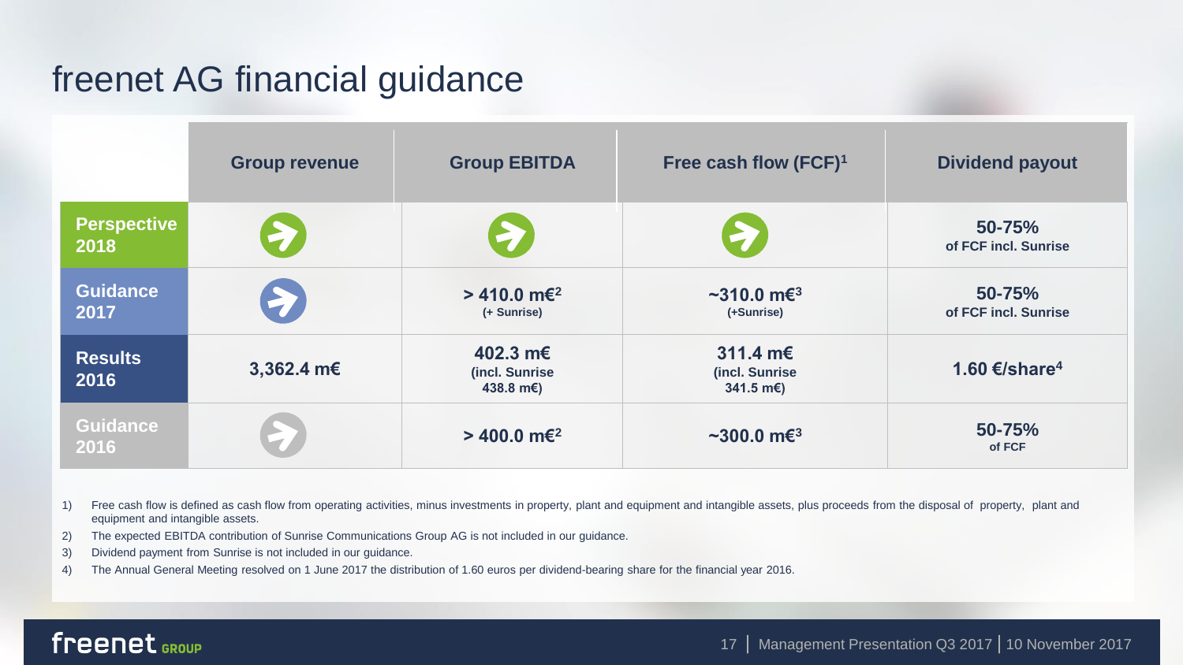# freenet AG financial guidance

| | Group revenue | Group EBITDA | Free cash flow (FCF)[1] | Dividend payout |
|---|---|---|---|---|
| **Perspective 2018** | ➔ | ➔ | ➔ | **50-75%** of FCF incl. Sunrise |
| **Guidance 2017** | ➔ | **> 410.0 m€**[2] (+ Sunrise) | **~310.0 m€**[3] (+Sunrise) | **50-75%** of FCF incl. Sunrise |
| **Results 2016** | **3,362.4 m€** | **402.3 m€** (incl. Sunrise 438.8 m€) | **311.4 m€** (incl. Sunrise 341.5 m€) | **1.60 €/share**[4] |
| **Guidance 2016** | ➔ | **> 400.0 m€**[2] | **~300.0 m€**[3] | **50-75%** of FCF |

1) Free cash flow is defined as cash flow from operating activities, minus investments in property, plant and equipment and intangible assets, plus proceeds from the disposal of property, plant and equipment and intangible assets.

2) The expected EBITDA contribution of Sunrise Communications Group AG is not included in our guidance.

3) Dividend payment from Sunrise is not included in our guidance.

4) The Annual General Meeting resolved on 1 June 2017 the distribution of 1.60 euros per dividend-bearing share for the financial year 2016.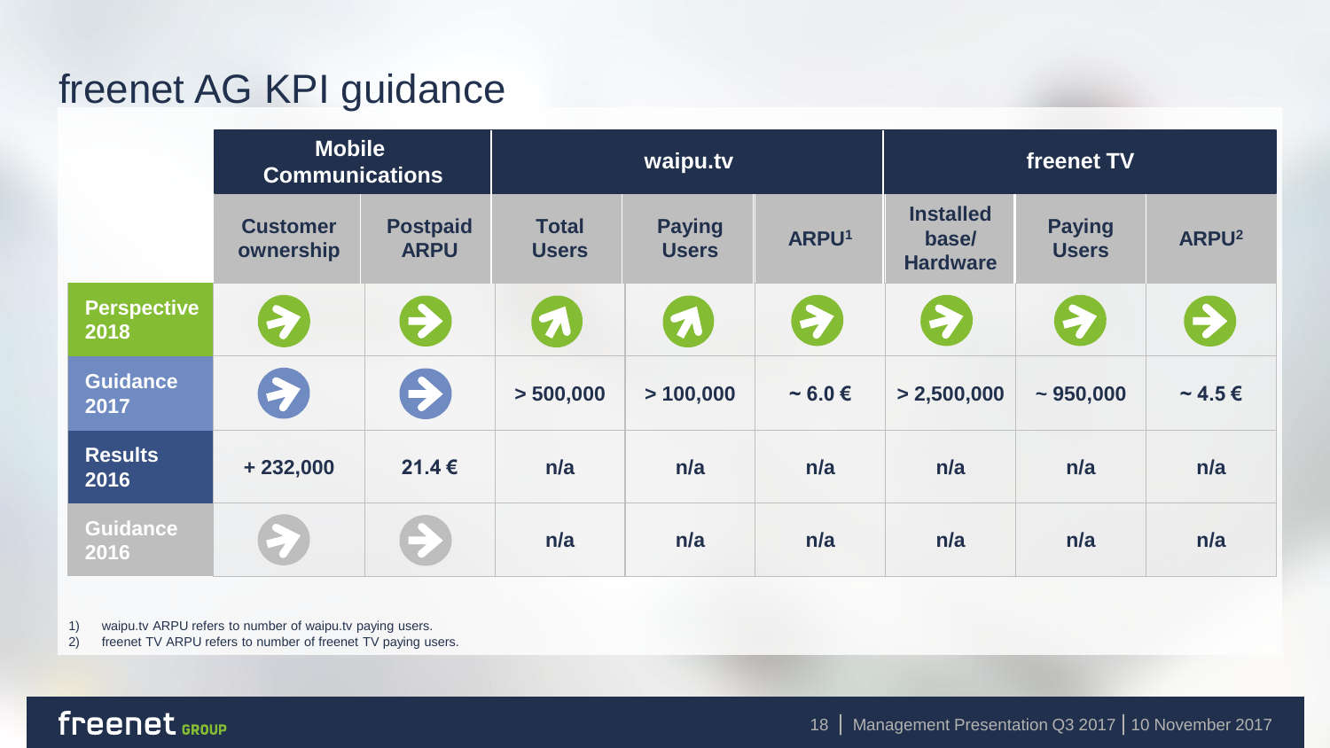# freenet AG KPI guidance

| | Mobile Communications | | waipu.tv | | | freenet TV | | |
|---|---|---|---|---|---|---|---|---|
| | Customer ownership | Postpaid ARPU | Total Users | Paying Users | ARPU[1] | Installed base/ Hardware | Paying Users | ARPU[2] |
| Perspective 2018 | → | → | ↗ | ↗ | → | → | → | → |
| Guidance 2017 | → | → | > 500,000 | > 100,000 | ~ 6.0 € | > 2,500,000 | ~ 950,000 | ~ 4.5 € |
| Results 2016 | + 232,000 | 21.4 € | n/a | n/a | n/a | n/a | n/a | n/a |
| Guidance 2016 | → | → | n/a | n/a | n/a | n/a | n/a | n/a |

1) waipu.tv ARPU refers to number of waipu.tv paying users.
2) freenet TV ARPU refers to number of freenet TV paying users.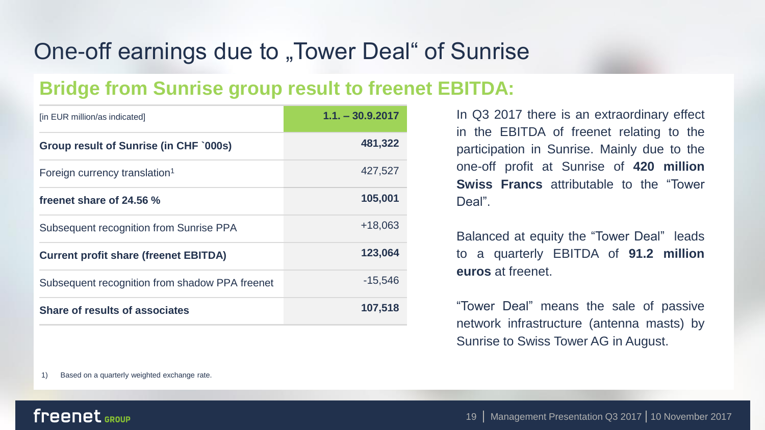# One-off earnings due to „Tower Deal“ of Sunrise

## Bridge from Sunrise group result to freenet EBITDA:

| [in EUR million/as indicated] | 1.1. – 30.9.2017 |
|---|---|
| **Group result of Sunrise (in CHF `000s)** | **481,322** |
| Foreign currency translation[1] | 427,527 |
| **freenet share of 24.56 %** | **105,001** |
| Subsequent recognition from Sunrise PPA | +18,063 |
| **Current profit share (freenet EBITDA)** | **123,064** |
| Subsequent recognition from shadow PPA freenet | -15,546 |
| **Share of results of associates** | **107,518** |

In Q3 2017 there is an extraordinary effect in the EBITDA of freenet relating to the participation in Sunrise. Mainly due to the one-off profit at Sunrise of **420 million Swiss Francs** attributable to the "Tower Deal".

Balanced at equity the "Tower Deal" leads to a quarterly EBITDA of **91.2 million euros** at freenet.

"Tower Deal" means the sale of passive network infrastructure (antenna masts) by Sunrise to Swiss Tower AG in August.

1) Based on a quarterly weighted exchange rate.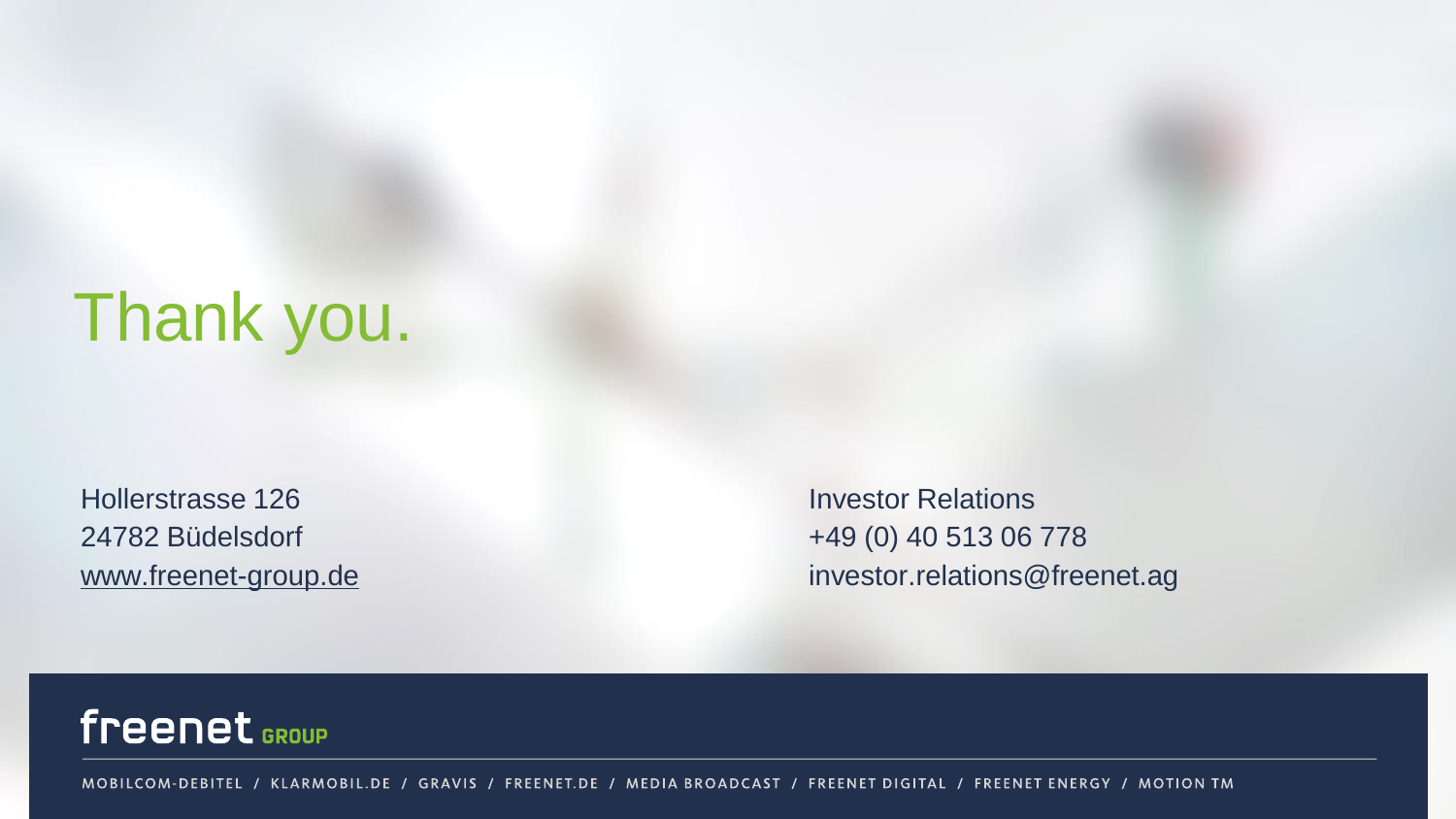# Thank you.

Hollerstrasse 126
24782 Büdelsdorf
www.freenet-group.de

Investor Relations
+49 (0) 40 513 06 778
investor.relations@freenet.ag

freenet GROUP

MOBILCOM-DEBITEL / KLARMOBIL.DE / GRAVIS / FREENET.DE / MEDIA BROADCAST / FREENET DIGITAL / FREENET ENERGY / MOTION TM